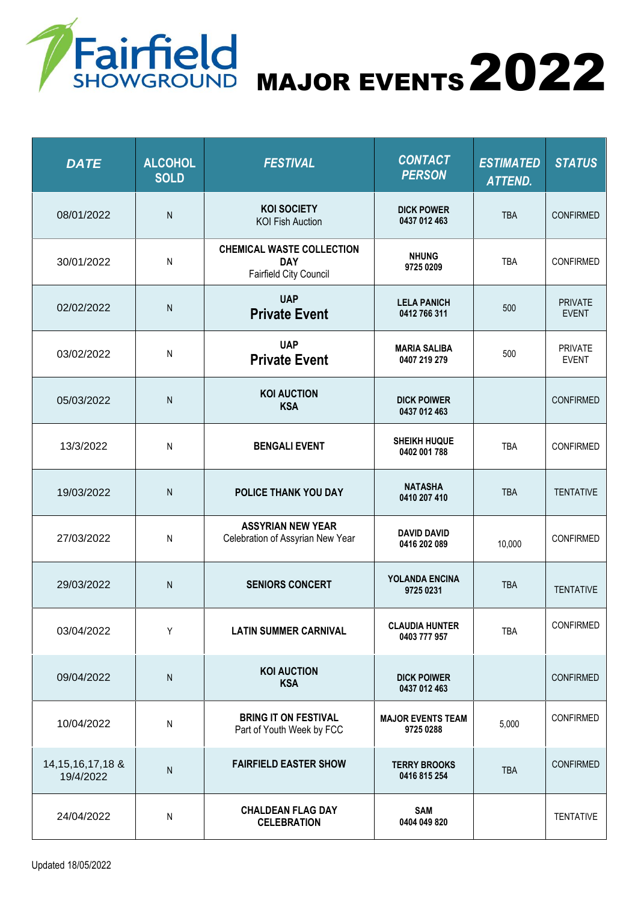# Fairfield SHOWGROUND MAJOR EVENTS 2022

| DATE | ALCOHOL SOLD | FESTIVAL | CONTACT PERSON | ESTIMATED ATTEND. | STATUS |
|---|---|---|---|---|---|
| 08/01/2022 | N | **KOI SOCIETY** KOI Fish Auction | **DICK POWER 0437 012 463** | TBA | CONFIRMED |
| 30/01/2022 | N | **CHEMICAL WASTE COLLECTION DAY** Fairfield City Council | **NHUNG 9725 0209** | TBA | CONFIRMED |
| 02/02/2022 | N | **UAP Private Event** | **LELA PANICH 0412 766 311** | 500 | PRIVATE EVENT |
| 03/02/2022 | N | **UAP Private Event** | **MARIA SALIBA 0407 219 279** | 500 | PRIVATE EVENT |
| 05/03/2022 | N | **KOI AUCTION KSA** | **DICK POIWER 0437 012 463** | | CONFIRMED |
| 13/3/2022 | N | **BENGALI EVENT** | **SHEIKH HUQUE 0402 001 788** | TBA | CONFIRMED |
| 19/03/2022 | N | **POLICE THANK YOU DAY** | **NATASHA 0410 207 410** | TBA | TENTATIVE |
| 27/03/2022 | N | **ASSYRIAN NEW YEAR** Celebration of Assyrian New Year | **DAVID DAVID 0416 202 089** | 10,000 | CONFIRMED |
| 29/03/2022 | N | **SENIORS CONCERT** | **YOLANDA ENCINA 9725 0231** | TBA | TENTATIVE |
| 03/04/2022 | Y | **LATIN SUMMER CARNIVAL** | **CLAUDIA HUNTER 0403 777 957** | TBA | CONFIRMED |
| 09/04/2022 | N | **KOI AUCTION KSA** | **DICK POIWER 0437 012 463** | | CONFIRMED |
| 10/04/2022 | N | **BRING IT ON FESTIVAL** Part of Youth Week by FCC | **MAJOR EVENTS TEAM 9725 0288** | 5,000 | CONFIRMED |
| 14,15,16,17,18 & 19/4/2022 | N | **FAIRFIELD EASTER SHOW** | **TERRY BROOKS 0416 815 254** | TBA | CONFIRMED |
| 24/04/2022 | N | **CHALDEAN FLAG DAY CELEBRATION** | **SAM 0404 049 820** | | TENTATIVE |

Updated 18/05/2022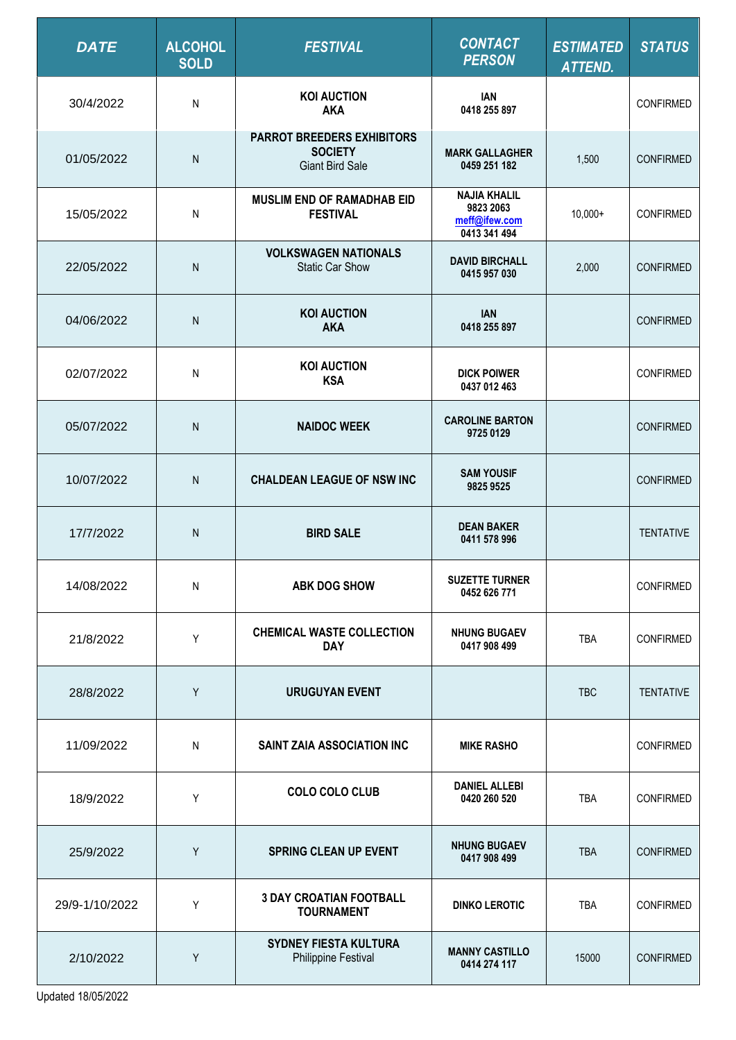| DATE | ALCOHOL SOLD | FESTIVAL | CONTACT PERSON | ESTIMATED ATTEND. | STATUS |
|---|---|---|---|---|---|
| 30/4/2022 | N | **KOI AUCTION AKA** | **IAN 0418 255 897** | | CONFIRMED |
| 01/05/2022 | N | **PARROT BREEDERS EXHIBITORS SOCIETY** Giant Bird Sale | **MARK GALLAGHER 0459 251 182** | 1,500 | CONFIRMED |
| 15/05/2022 | N | **MUSLIM END OF RAMADHAB EID FESTIVAL** | **NAJIA KHALIL 9823 2063 meff@ifew.com 0413 341 494** | 10,000+ | CONFIRMED |
| 22/05/2022 | N | **VOLKSWAGEN NATIONALS** Static Car Show | **DAVID BIRCHALL 0415 957 030** | 2,000 | CONFIRMED |
| 04/06/2022 | N | **KOI AUCTION AKA** | **IAN 0418 255 897** | | CONFIRMED |
| 02/07/2022 | N | **KOI AUCTION KSA** | **DICK POIWER 0437 012 463** | | CONFIRMED |
| 05/07/2022 | N | **NAIDOC WEEK** | **CAROLINE BARTON 9725 0129** | | CONFIRMED |
| 10/07/2022 | N | **CHALDEAN LEAGUE OF NSW INC** | **SAM YOUSIF 9825 9525** | | CONFIRMED |
| 17/7/2022 | N | **BIRD SALE** | **DEAN BAKER 0411 578 996** | | TENTATIVE |
| 14/08/2022 | N | **ABK DOG SHOW** | **SUZETTE TURNER 0452 626 771** | | CONFIRMED |
| 21/8/2022 | Y | **CHEMICAL WASTE COLLECTION DAY** | **NHUNG BUGAEV 0417 908 499** | TBA | CONFIRMED |
| 28/8/2022 | Y | **URUGUYAN EVENT** | | TBC | TENTATIVE |
| 11/09/2022 | N | **SAINT ZAIA ASSOCIATION INC** | **MIKE RASHO** | | CONFIRMED |
| 18/9/2022 | Y | **COLO COLO CLUB** | **DANIEL ALLEBI 0420 260 520** | TBA | CONFIRMED |
| 25/9/2022 | Y | **SPRING CLEAN UP EVENT** | **NHUNG BUGAEV 0417 908 499** | TBA | CONFIRMED |
| 29/9-1/10/2022 | Y | **3 DAY CROATIAN FOOTBALL TOURNAMENT** | **DINKO LEROTIC** | TBA | CONFIRMED |
| 2/10/2022 | Y | **SYDNEY FIESTA KULTURA** Philippine Festival | **MANNY CASTILLO 0414 274 117** | 15000 | CONFIRMED |

Updated 18/05/2022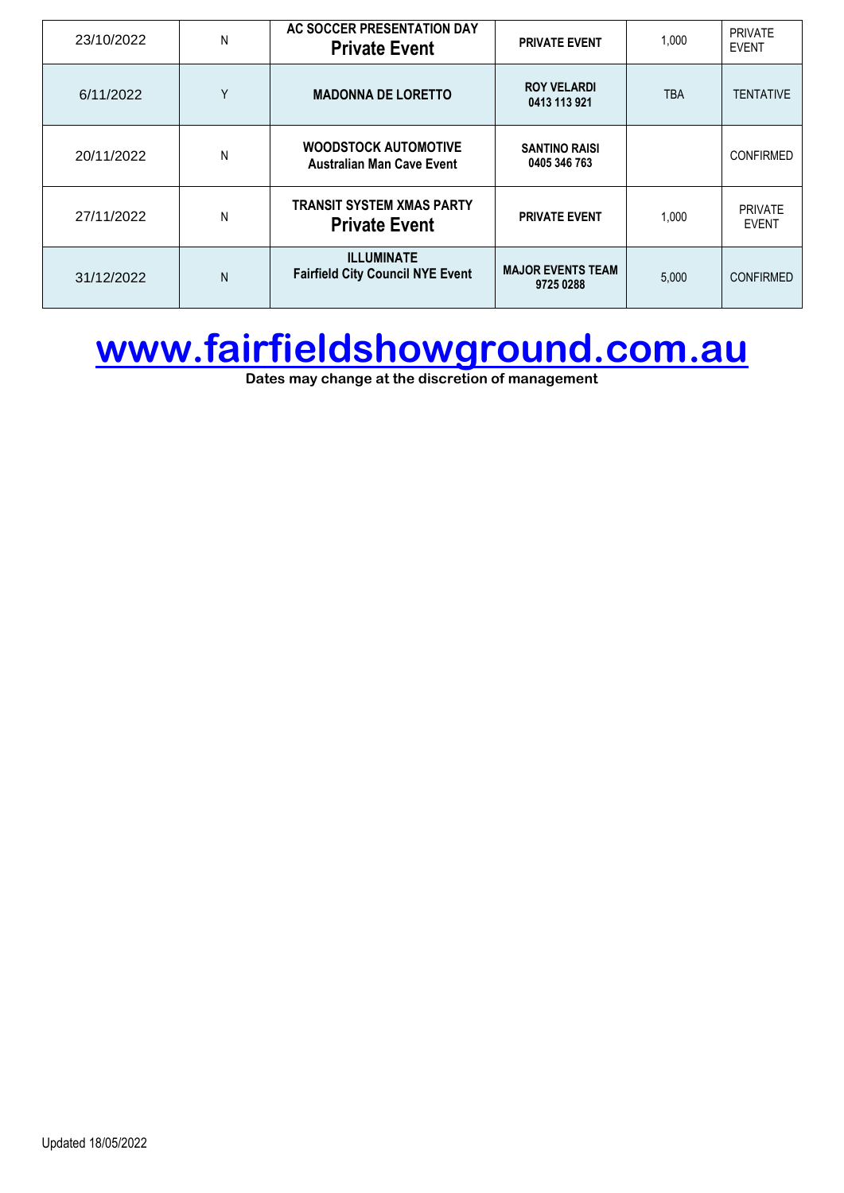| | | | | | |
|---|---|---|---|---|---|
| 23/10/2022 | N | **AC SOCCER PRESENTATION DAY** **Private Event** | **PRIVATE EVENT** | 1,000 | PRIVATE EVENT |
| 6/11/2022 | Y | **MADONNA DE LORETTO** | **ROY VELARDI 0413 113 921** | TBA | TENTATIVE |
| 20/11/2022 | N | **WOODSTOCK AUTOMOTIVE** **Australian Man Cave Event** | **SANTINO RAISI 0405 346 763** | | CONFIRMED |
| 27/11/2022 | N | **TRANSIT SYSTEM XMAS PARTY** **Private Event** | **PRIVATE EVENT** | 1,000 | PRIVATE EVENT |
| 31/12/2022 | N | **ILLUMINATE** **Fairfield City Council NYE Event** | **MAJOR EVENTS TEAM 9725 0288** | 5,000 | CONFIRMED |

# www.fairfieldshowground.com.au

**Dates may change at the discretion of management**

Updated 18/05/2022